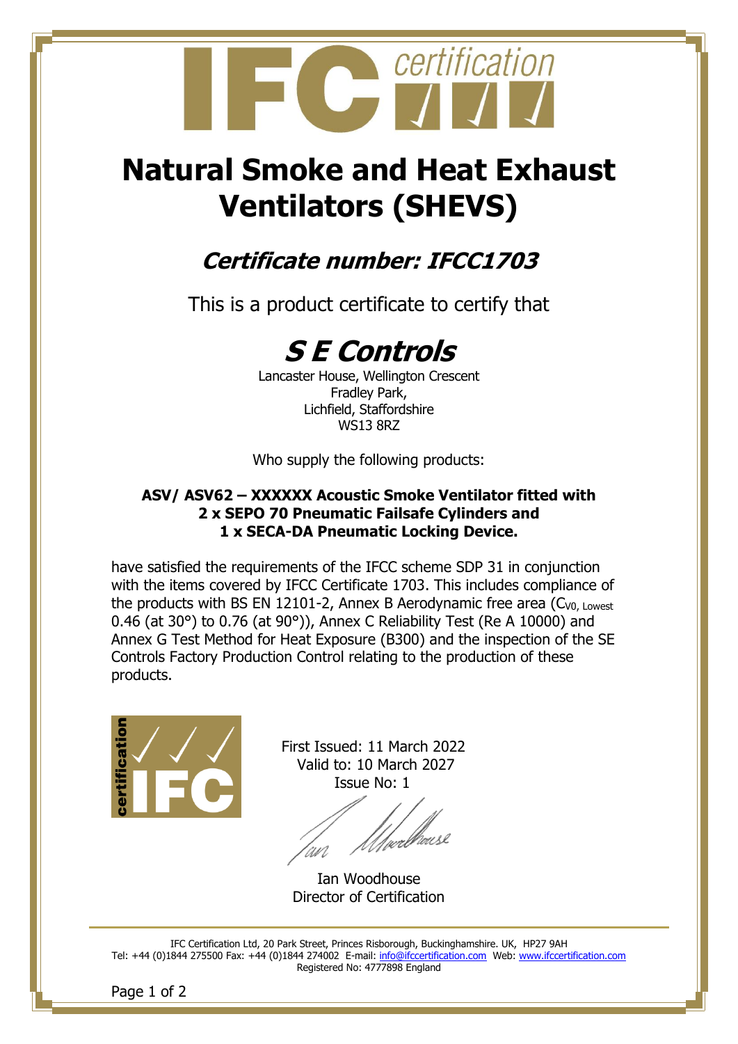# Natural Smoke and Heat Exhaust Ventilators (SHEVS)

## *Certificate number: IFCC1703*

This is a product certificate to certify that

# *S E Controls*

Lancaster House, Wellington Crescent
Fradley Park,
Lichfield, Staffordshire
WS13 8RZ

Who supply the following products:

**ASV/ ASV62 – XXXXXX Acoustic Smoke Ventilator fitted with 2 x SEPO 70 Pneumatic Failsafe Cylinders and 1 x SECA-DA Pneumatic Locking Device.**

have satisfied the requirements of the IFCC scheme SDP 31 in conjunction with the items covered by IFCC Certificate 1703. This includes compliance of the products with BS EN 12101-2, Annex B Aerodynamic free area ($C_{V0,\ Lowest}$ 0.46 (at 30°) to 0.76 (at 90°)), Annex C Reliability Test (Re A 10000) and Annex G Test Method for Heat Exposure (B300) and the inspection of the SE Controls Factory Production Control relating to the production of these products.

First Issued: 11 March 2022
Valid to: 10 March 2027
Issue No: 1

Ian Woodhouse
Director of Certification

IFC Certification Ltd, 20 Park Street, Princes Risborough, Buckinghamshire. UK, HP27 9AH
Tel: +44 (0)1844 275500 Fax: +44 (0)1844 274002 E-mail: info@ifccertification.com Web: www.ifccertification.com
Registered No: 4777898 England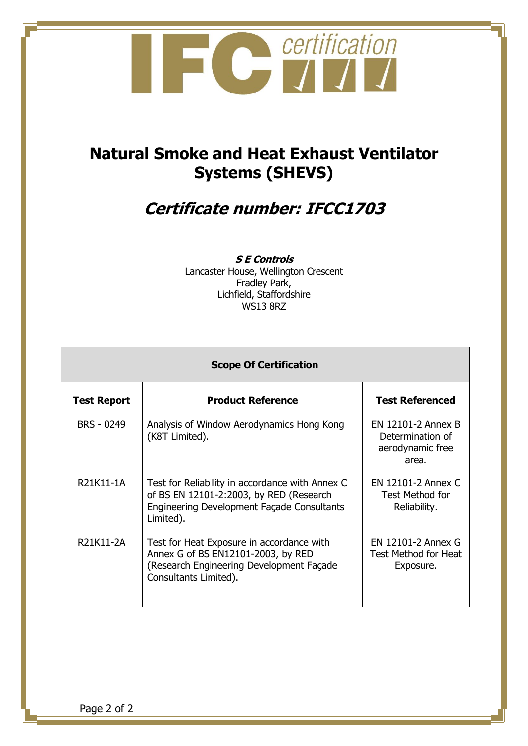IFC certification

# Natural Smoke and Heat Exhaust Ventilator Systems (SHEVS)

## *Certificate number: IFCC1703*

***S E Controls***
Lancaster House, Wellington Crescent
Fradley Park,
Lichfield, Staffordshire
WS13 8RZ

| Scope Of Certification | | |
|---|---|---|
| **Test Report** | **Product Reference** | **Test Referenced** |
| BRS - 0249 | Analysis of Window Aerodynamics Hong Kong (K8T Limited). | EN 12101-2 Annex B Determination of aerodynamic free area. |
| R21K11-1A | Test for Reliability in accordance with Annex C of BS EN 12101-2:2003, by RED (Research Engineering Development Façade Consultants Limited). | EN 12101-2 Annex C Test Method for Reliability. |
| R21K11-2A | Test for Heat Exposure in accordance with Annex G of BS EN12101-2003, by RED (Research Engineering Development Façade Consultants Limited). | EN 12101-2 Annex G Test Method for Heat Exposure. |